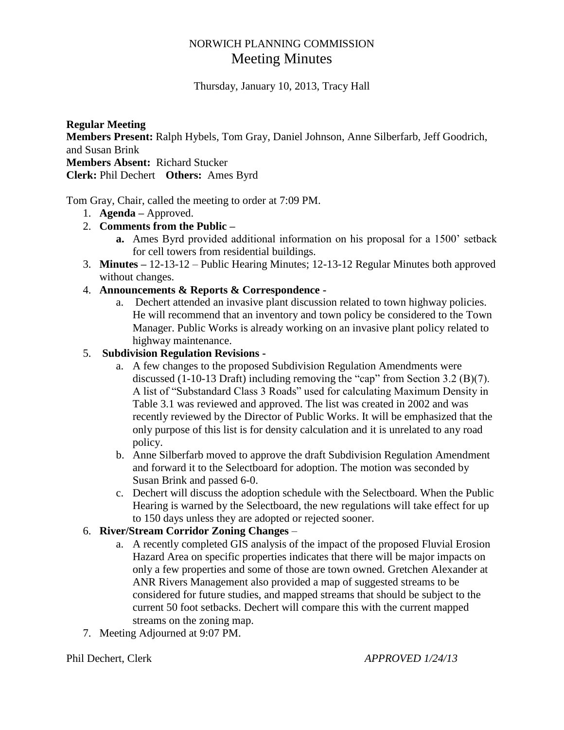# NORWICH PLANNING COMMISSION

## Meeting Minutes

Thursday, January 10, 2013, Tracy Hall

**Regular Meeting**
**Members Present:** Ralph Hybels, Tom Gray, Daniel Johnson, Anne Silberfarb, Jeff Goodrich, and Susan Brink
**Members Absent:** Richard Stucker
**Clerk:** Phil Dechert **Others:** Ames Byrd

Tom Gray, Chair, called the meeting to order at 7:09 PM.

1. **Agenda –** Approved.
2. **Comments from the Public –**
   a. Ames Byrd provided additional information on his proposal for a 1500' setback for cell towers from residential buildings.
3. **Minutes –** 12-13-12 – Public Hearing Minutes; 12-13-12 Regular Minutes both approved without changes.
4. **Announcements & Reports & Correspondence -**
   a. Dechert attended an invasive plant discussion related to town highway policies. He will recommend that an inventory and town policy be considered to the Town Manager. Public Works is already working on an invasive plant policy related to highway maintenance.
5. **Subdivision Regulation Revisions -**
   a. A few changes to the proposed Subdivision Regulation Amendments were discussed (1-10-13 Draft) including removing the "cap" from Section 3.2 (B)(7). A list of "Substandard Class 3 Roads" used for calculating Maximum Density in Table 3.1 was reviewed and approved. The list was created in 2002 and was recently reviewed by the Director of Public Works. It will be emphasized that the only purpose of this list is for density calculation and it is unrelated to any road policy.
   b. Anne Silberfarb moved to approve the draft Subdivision Regulation Amendment and forward it to the Selectboard for adoption. The motion was seconded by Susan Brink and passed 6-0.
   c. Dechert will discuss the adoption schedule with the Selectboard. When the Public Hearing is warned by the Selectboard, the new regulations will take effect for up to 150 days unless they are adopted or rejected sooner.
6. **River/Stream Corridor Zoning Changes** –
   a. A recently completed GIS analysis of the impact of the proposed Fluvial Erosion Hazard Area on specific properties indicates that there will be major impacts on only a few properties and some of those are town owned. Gretchen Alexander at ANR Rivers Management also provided a map of suggested streams to be considered for future studies, and mapped streams that should be subject to the current 50 foot setbacks. Dechert will compare this with the current mapped streams on the zoning map.
7. Meeting Adjourned at 9:07 PM.

Phil Dechert, Clerk *APPROVED 1/24/13*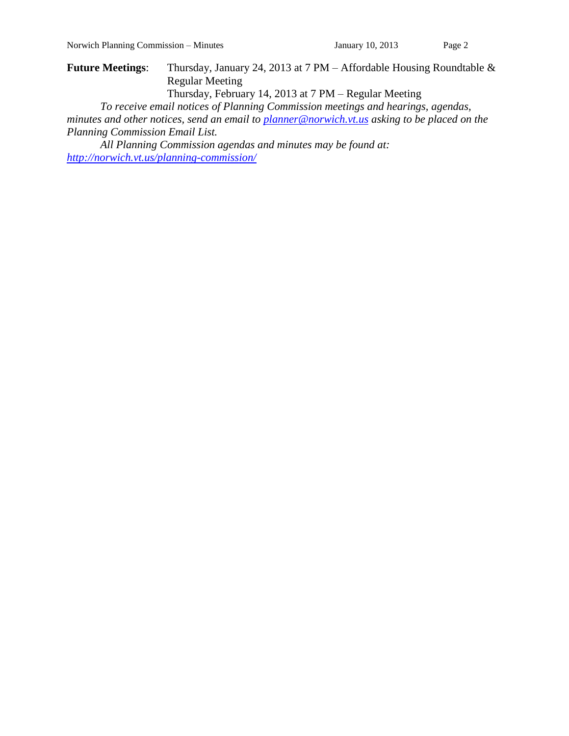**Future Meetings**: Thursday, January 24, 2013 at 7 PM – Affordable Housing Roundtable & Regular Meeting

Thursday, February 14, 2013 at 7 PM – Regular Meeting

*To receive email notices of Planning Commission meetings and hearings, agendas, minutes and other notices, send an email to [planner@norwich.vt.us](mailto:planner@norwich.vt.us) asking to be placed on the Planning Commission Email List.*

*All Planning Commission agendas and minutes may be found at: [http://norwich.vt.us/planning-commission/](http://norwich.vt.us/planning-commission/)*